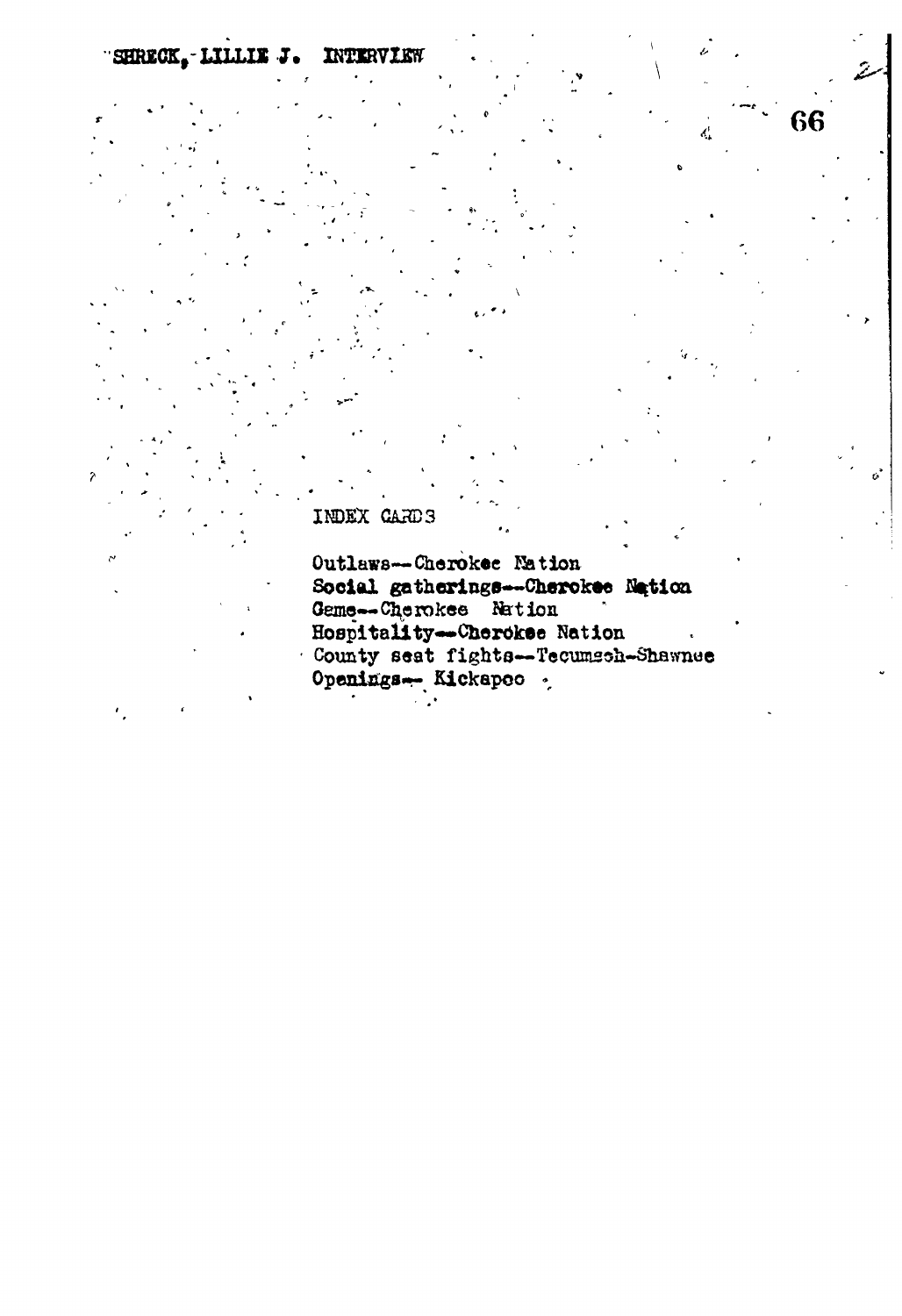SHRECK, LILLIE J. INTERVIEW

INDEX CARDS

Outlaws--Cherokee Nation
Social gatherings--Cherokee Nation
Game--Cherokee Nation
Hospitality--Cherokee Nation
County seat fights--Tecumseh-Shawnee
Openings-- Kickapoo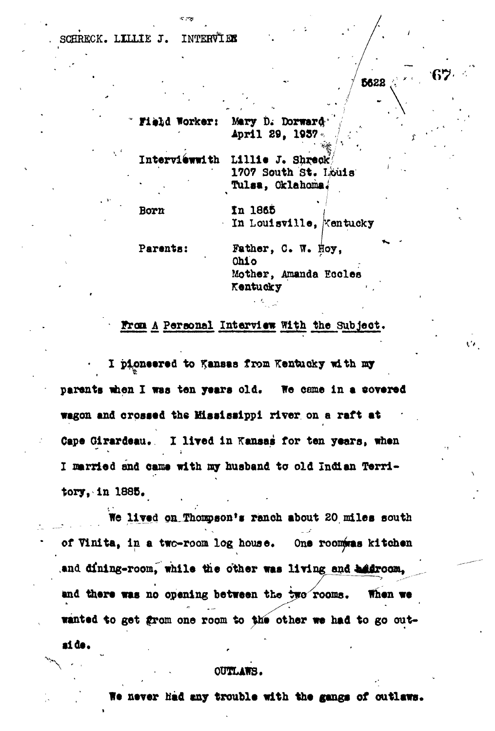SCHRECK. LILLIE J. INTERVIEW

5628

| | |
|---|---|
| Field Worker: | Mary D. Dorward<br>April 29, 1937 |
| Interview with | Lillie J. Shreck<br>1707 South St. Louis<br>Tulsa, Oklahoma. |
| Born | In 1865<br>In Louisville, Kentucky |
| Parents: | Father, C. W. Hoy,<br>Ohio<br>Mother, Amanda Eccles<br>Kentucky |

From A Personal Interview With the Subject.

I pioneered to Kansas from Kentucky with my parents when I was ten years old. We came in a covered wagon and crossed the Mississippi river on a raft at Cape Girardeau. I lived in Kansas for ten years, when I married and came with my husband to old Indian Territory, in 1885.

We lived on Thompson's ranch about 20 miles south of Vinita, in a two-room log house. One room was kitchen and dining-room, while the other was living and bedroom, and there was no opening between the two rooms. When we wanted to get from one room to the other we had to go outside.

OUTLAWS.

We never had any trouble with the gangs of outlaws.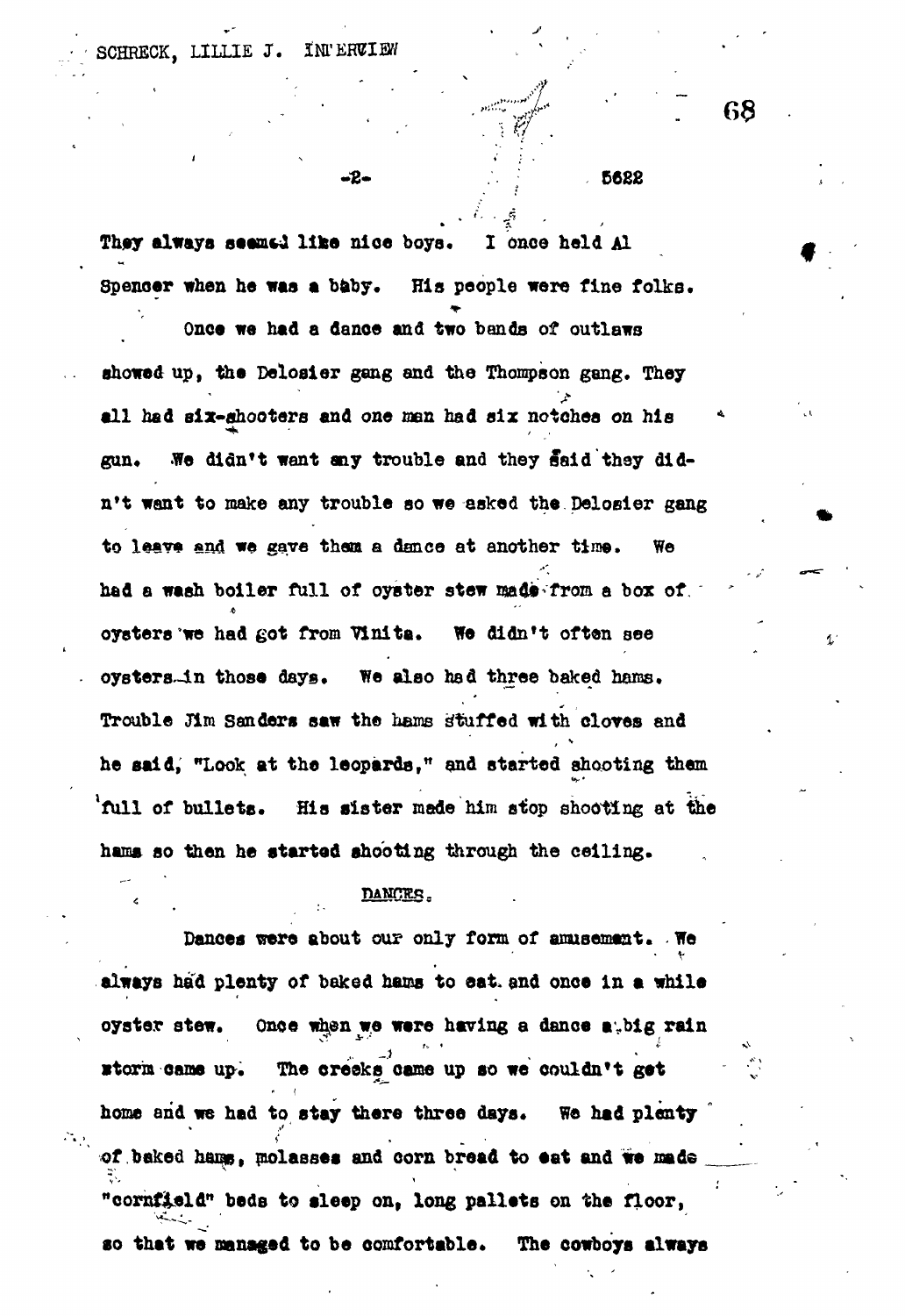They always seemed like nice boys. I once held Al Spencer when he was a baby. His people were fine folks.

Once we had a dance and two bands of outlaws showed up, the Delosier gang and the Thompson gang. They all had six-shooters and one man had six notches on his gun. We didn't want any trouble and they said they didn't want to make any trouble so we asked the Delosier gang to leave and we gave them a dance at another time. We had a wash boiler full of oyster stew made from a box of oysters we had got from Vinita. We didn't often see oysters in those days. We also had three baked hams. Trouble Jim Sanders saw the hams stuffed with cloves and he said, "Look at the leopards," and started shooting them full of bullets. His sister made him stop shooting at the hams so then he started shooting through the ceiling.

## DANCES.

Dances were about our only form of amusement. We always had plenty of baked hams to eat and once in a while oyster stew. Once when we were having a dance a big rain storm came up. The creeks came up so we couldn't get home and we had to stay there three days. We had plenty of baked hams, molasses and corn bread to eat and we made "cornfield" beds to sleep on, long pallets on the floor, so that we managed to be comfortable. The cowboys always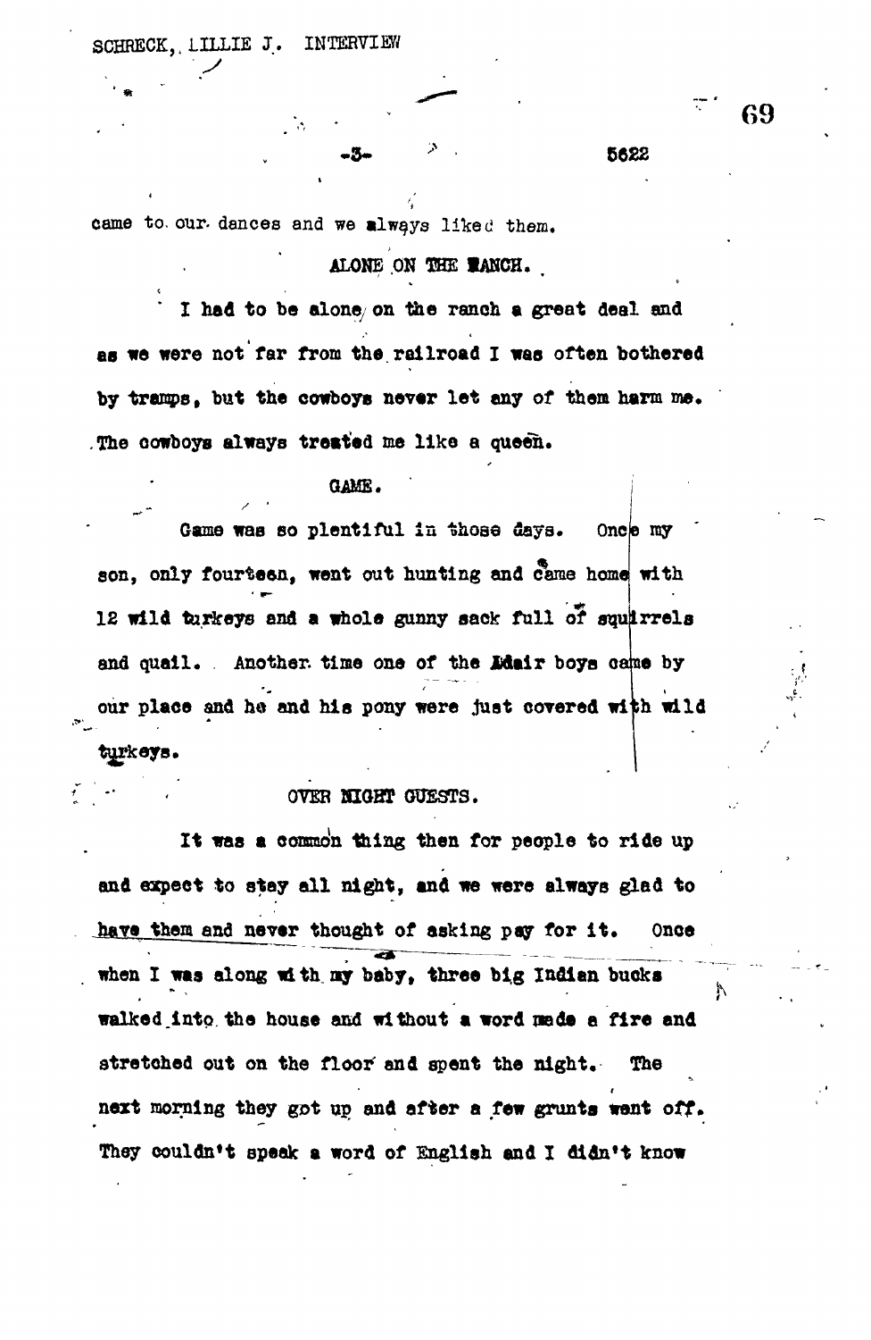came to our dances and we always liked them.

ALONE ON THE RANCH.

I had to be alone on the ranch a great deal and as we were not far from the railroad I was often bothered by tramps, but the cowboys never let any of them harm me. The cowboys always treated me like a queen.

GAME.

Game was so plentiful in those days. Once my son, only fourteen, went out hunting and came home with 12 wild turkeys and a whole gunny sack full of squirrels and quail. Another time one of the Adair boys came by our place and he and his pony were just covered with wild turkeys.

OVER NIGHT GUESTS.

It was a common thing then for people to ride up and expect to stay all night, and we were always glad to have them and never thought of asking pay for it. Once when I was alone with my baby, three big Indian bucks walked into the house and without a word made a fire and stretched out on the floor and spent the night. The next morning they got up and after a few grunts went off. They couldn't speak a word of English and I didn't know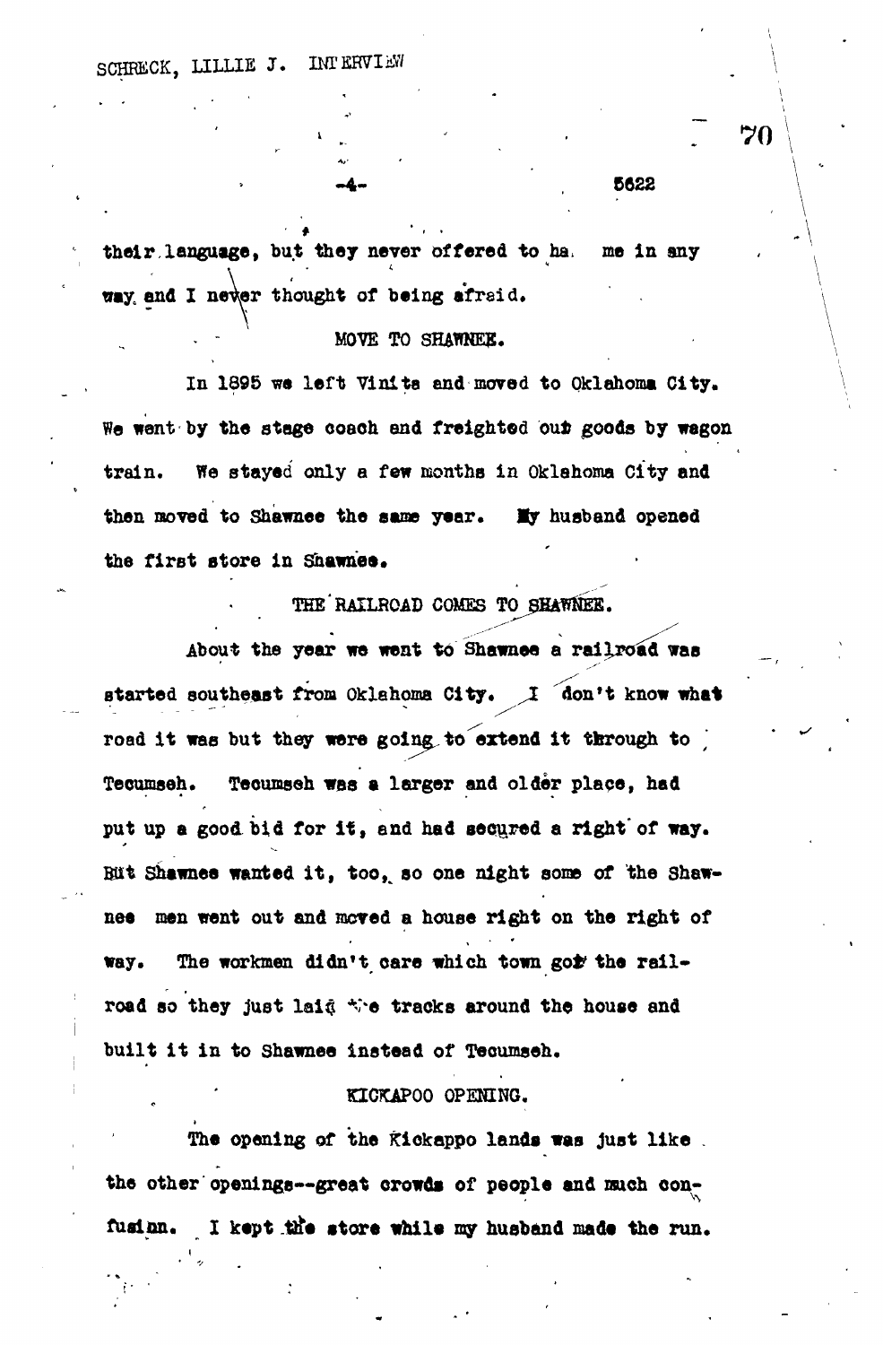their language, but they never offered to ha me in any way and I never thought of being afraid.

## MOVE TO SHAWNEE.

In 1895 we left Vinita and moved to Oklahoma City. We went by the stage coach and freighted out goods by wagon train. We stayed only a few months in Oklahoma City and then moved to Shawnee the same year. My husband opened the first store in Shawnee.

## THE RAILROAD COMES TO SHAWNEE.

About the year we went to Shawnee a railroad was started southeast from Oklahoma City. I don't know what road it was but they were going to extend it through to Tecumseh. Tecumseh was a larger and older place, had put up a good bid for it, and had secured a right of way. But Shawnee wanted it, too, so one night some of the Shawnee men went out and moved a house right on the right of way. The workmen didn't care which town got the railroad so they just laid the tracks around the house and built it in to Shawnee instead of Tecumseh.

## KICKAPOO OPENING.

The opening of the Kickappo lands was just like the other openings--great crowds of people and much confusion. I kept the store while my husband made the run.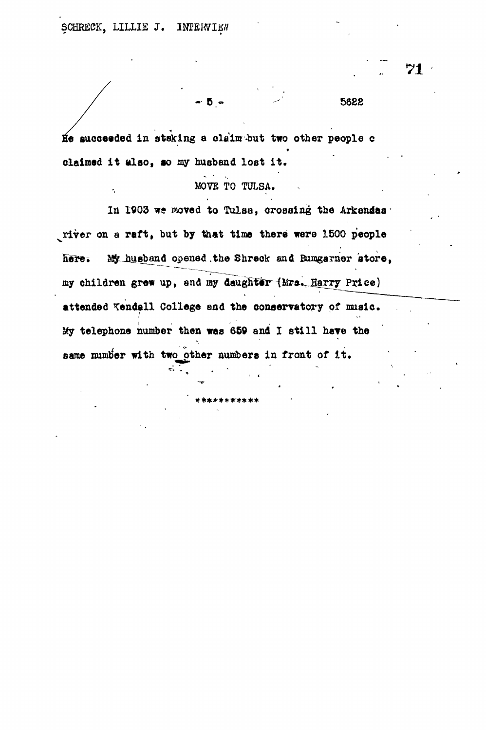He succeeded in staking a claim but two other people c claimed it also, so my husband lost it.

MOVE TO TULSA.

In 1903 we moved to Tulsa, crossing the Arkansas river on a raft, but by that time there were 1500 people here. My husband opened the Shreck and Bumgarner store, my children grew up, and my daughter (Mrs. Harry Price) attended Kendall College and the conservatory of music. My telephone number then was 659 and I still have the same number with two other numbers in front of it.

***********